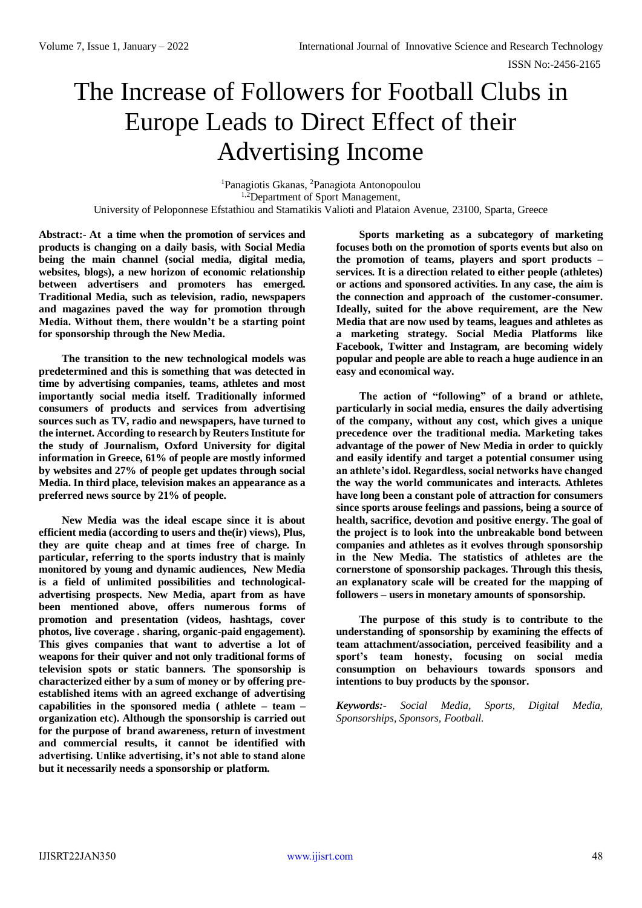# The Increase of Followers for Football Clubs in Europe Leads to Direct Effect of their Advertising Income

[1]Panagiotis Gkanas, [2]Panagiota Antonopoulou
[1,2]Department of Sport Management,
University of Peloponnese Efstathiou and Stamatikis Valioti and Plataion Avenue, 23100, Sparta, Greece

**Abstract:- At a time when the promotion of services and products is changing on a daily basis, with Social Media being the main channel (social media, digital media, websites, blogs), a new horizon of economic relationship between advertisers and promoters has emerged. Traditional Media, such as television, radio, newspapers and magazines paved the way for promotion through Media. Without them, there wouldn't be a starting point for sponsorship through the New Media.**

**The transition to the new technological models was predetermined and this is something that was detected in time by advertising companies, teams, athletes and most importantly social media itself. Traditionally informed consumers of products and services from advertising sources such as TV, radio and newspapers, have turned to the internet. According to research by Reuters Institute for the study of Journalism, Oxford University for digital information in Greece, 61% of people are mostly informed by websites and 27% of people get updates through social Media. In third place, television makes an appearance as a preferred news source by 21% of people.**

**New Media was the ideal escape since it is about efficient media (according to users and the(ir) views), Plus, they are quite cheap and at times free of charge. In particular, referring to the sports industry that is mainly monitored by young and dynamic audiences, New Media is a field of unlimited possibilities and technological-advertising prospects. New Media, apart from as have been mentioned above, offers numerous forms of promotion and presentation (videos, hashtags, cover photos, live coverage . sharing, organic-paid engagement). This gives companies that want to advertise a lot of weapons for their quiver and not only traditional forms of television spots or static banners. The sponsorship is characterized either by a sum of money or by offering pre-established items with an agreed exchange of advertising capabilities in the sponsored media ( athlete – team – organization etc). Although the sponsorship is carried out for the purpose of brand awareness, return of investment and commercial results, it cannot be identified with advertising. Unlike advertising, it's not able to stand alone but it necessarily needs a sponsorship or platform.**

**Sports marketing as a subcategory of marketing focuses both on the promotion of sports events but also on the promotion of teams, players and sport products – services. It is a direction related to either people (athletes) or actions and sponsored activities. In any case, the aim is the connection and approach of the customer-consumer. Ideally, suited for the above requirement, are the New Media that are now used by teams, leagues and athletes as a marketing strategy. Social Media Platforms like Facebook, Twitter and Instagram, are becoming widely popular and people are able to reach a huge audience in an easy and economical way.**

**The action of "following" of a brand or athlete, particularly in social media, ensures the daily advertising of the company, without any cost, which gives a unique precedence over the traditional media. Marketing takes advantage of the power of New Media in order to quickly and easily identify and target a potential consumer using an athlete's idol. Regardless, social networks have changed the way the world communicates and interacts. Athletes have long been a constant pole of attraction for consumers since sports arouse feelings and passions, being a source of health, sacrifice, devotion and positive energy. The goal of the project is to look into the unbreakable bond between companies and athletes as it evolves through sponsorship in the New Media. The statistics of athletes are the cornerstone of sponsorship packages. Through this thesis, an explanatory scale will be created for the mapping of followers – users in monetary amounts of sponsorship.**

**The purpose of this study is to contribute to the understanding of sponsorship by examining the effects of team attachment/association, perceived feasibility and a sport's team honesty, focusing on social media consumption on behaviours towards sponsors and intentions to buy products by the sponsor.**

***Keywords:-*** *Social Media, Sports, Digital Media, Sponsorships, Sponsors, Football.*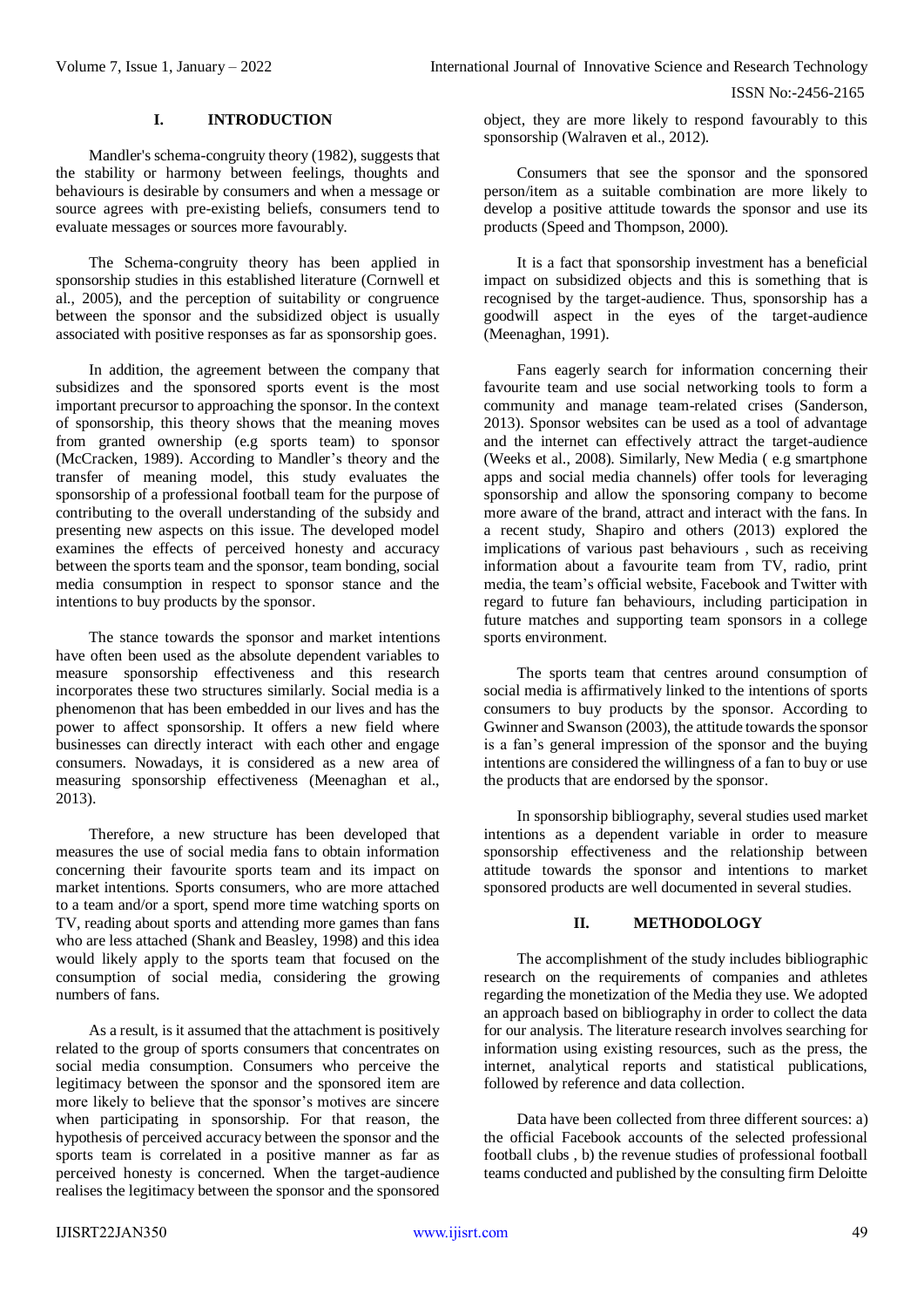## I. INTRODUCTION

Mandler's schema-congruity theory (1982), suggests that the stability or harmony between feelings, thoughts and behaviours is desirable by consumers and when a message or source agrees with pre-existing beliefs, consumers tend to evaluate messages or sources more favourably.

The Schema-congruity theory has been applied in sponsorship studies in this established literature (Cornwell et al., 2005), and the perception of suitability or congruence between the sponsor and the subsidized object is usually associated with positive responses as far as sponsorship goes.

In addition, the agreement between the company that subsidizes and the sponsored sports event is the most important precursor to approaching the sponsor. In the context of sponsorship, this theory shows that the meaning moves from granted ownership (e.g sports team) to sponsor (McCracken, 1989). According to Mandler's theory and the transfer of meaning model, this study evaluates the sponsorship of a professional football team for the purpose of contributing to the overall understanding of the subsidy and presenting new aspects on this issue. The developed model examines the effects of perceived honesty and accuracy between the sports team and the sponsor, team bonding, social media consumption in respect to sponsor stance and the intentions to buy products by the sponsor.

The stance towards the sponsor and market intentions have often been used as the absolute dependent variables to measure sponsorship effectiveness and this research incorporates these two structures similarly. Social media is a phenomenon that has been embedded in our lives and has the power to affect sponsorship. It offers a new field where businesses can directly interact with each other and engage consumers. Nowadays, it is considered as a new area of measuring sponsorship effectiveness (Meenaghan et al., 2013).

Therefore, a new structure has been developed that measures the use of social media fans to obtain information concerning their favourite sports team and its impact on market intentions. Sports consumers, who are more attached to a team and/or a sport, spend more time watching sports on TV, reading about sports and attending more games than fans who are less attached (Shank and Beasley, 1998) and this idea would likely apply to the sports team that focused on the consumption of social media, considering the growing numbers of fans.

As a result, is it assumed that the attachment is positively related to the group of sports consumers that concentrates on social media consumption. Consumers who perceive the legitimacy between the sponsor and the sponsored item are more likely to believe that the sponsor's motives are sincere when participating in sponsorship. For that reason, the hypothesis of perceived accuracy between the sponsor and the sports team is correlated in a positive manner as far as perceived honesty is concerned. When the target-audience realises the legitimacy between the sponsor and the sponsored object, they are more likely to respond favourably to this sponsorship (Walraven et al., 2012).

Consumers that see the sponsor and the sponsored person/item as a suitable combination are more likely to develop a positive attitude towards the sponsor and use its products (Speed and Thompson, 2000).

It is a fact that sponsorship investment has a beneficial impact on subsidized objects and this is something that is recognised by the target-audience. Thus, sponsorship has a goodwill aspect in the eyes of the target-audience (Meenaghan, 1991).

Fans eagerly search for information concerning their favourite team and use social networking tools to form a community and manage team-related crises (Sanderson, 2013). Sponsor websites can be used as a tool of advantage and the internet can effectively attract the target-audience (Weeks et al., 2008). Similarly, New Media ( e.g smartphone apps and social media channels) offer tools for leveraging sponsorship and allow the sponsoring company to become more aware of the brand, attract and interact with the fans. In a recent study, Shapiro and others (2013) explored the implications of various past behaviours , such as receiving information about a favourite team from TV, radio, print media, the team's official website, Facebook and Twitter with regard to future fan behaviours, including participation in future matches and supporting team sponsors in a college sports environment.

The sports team that centres around consumption of social media is affirmatively linked to the intentions of sports consumers to buy products by the sponsor. According to Gwinner and Swanson (2003), the attitude towards the sponsor is a fan's general impression of the sponsor and the buying intentions are considered the willingness of a fan to buy or use the products that are endorsed by the sponsor.

In sponsorship bibliography, several studies used market intentions as a dependent variable in order to measure sponsorship effectiveness and the relationship between attitude towards the sponsor and intentions to market sponsored products are well documented in several studies.

## II. METHODOLOGY

The accomplishment of the study includes bibliographic research on the requirements of companies and athletes regarding the monetization of the Media they use. We adopted an approach based on bibliography in order to collect the data for our analysis. The literature research involves searching for information using existing resources, such as the press, the internet, analytical reports and statistical publications, followed by reference and data collection.

Data have been collected from three different sources: a) the official Facebook accounts of the selected professional football clubs , b) the revenue studies of professional football teams conducted and published by the consulting firm Deloitte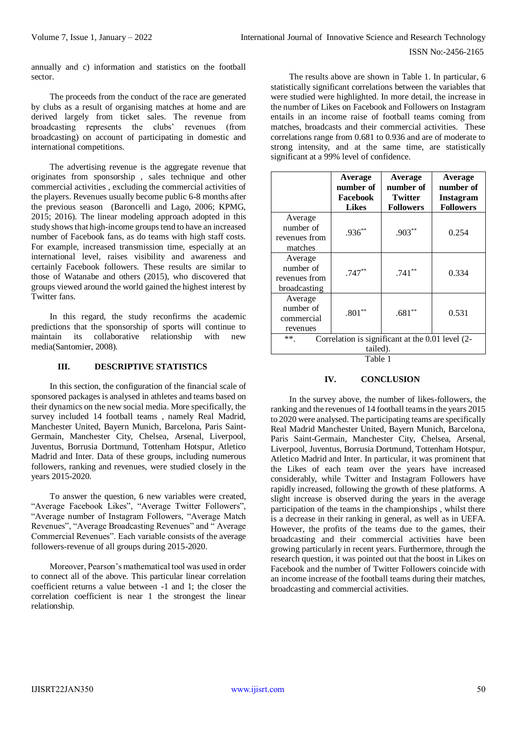annually and c) information and statistics on the football sector.

The proceeds from the conduct of the race are generated by clubs as a result of organising matches at home and are derived largely from ticket sales. The revenue from broadcasting represents the clubs' revenues (from broadcasting) on account of participating in domestic and international competitions.

The advertising revenue is the aggregate revenue that originates from sponsorship , sales technique and other commercial activities , excluding the commercial activities of the players. Revenues usually become public 6-8 months after the previous season (Baroncelli and Lago, 2006; KPMG, 2015; 2016). The linear modeling approach adopted in this study shows that high-income groups tend to have an increased number of Facebook fans, as do teams with high staff costs. For example, increased transmission time, especially at an international level, raises visibility and awareness and certainly Facebook followers. These results are similar to those of Watanabe and others (2015), who discovered that groups viewed around the world gained the highest interest by Twitter fans.

In this regard, the study reconfirms the academic predictions that the sponsorship of sports will continue to maintain its collaborative relationship with new media(Santomier, 2008).

## III. DESCRIPTIVE STATISTICS

In this section, the configuration of the financial scale of sponsored packages is analysed in athletes and teams based on their dynamics on the new social media. More specifically, the survey included 14 football teams , namely Real Madrid, Manchester United, Bayern Munich, Barcelona, Paris Saint-Germain, Manchester City, Chelsea, Arsenal, Liverpool, Juventus, Borrusia Dortmund, Tottenham Hotspur, Atletico Madrid and Inter. Data of these groups, including numerous followers, ranking and revenues, were studied closely in the years 2015-2020.

To answer the question, 6 new variables were created, "Average Facebook Likes", "Average Twitter Followers", "Average number of Instagram Followers, "Average Match Revenues", "Average Broadcasting Revenues" and " Average Commercial Revenues". Each variable consists of the average followers-revenue of all groups during 2015-2020.

Moreover, Pearson's mathematical tool was used in order to connect all of the above. This particular linear correlation coefficient returns a value between -1 and 1; the closer the correlation coefficient is near 1 the strongest the linear relationship.

The results above are shown in Table 1. In particular, 6 statistically significant correlations between the variables that were studied were highlighted. In more detail, the increase in the number of Likes on Facebook and Followers on Instagram entails in an income raise of football teams coming from matches, broadcasts and their commercial activities. These correlations range from 0.681 to 0.936 and are of moderate to strong intensity, and at the same time, are statistically significant at a 99% level of confidence.

| | **Average number of Facebook Likes** | **Average number of Twitter Followers** | **Average number of Instagram Followers** |
|---|---|---|---|
| Average number of revenues from matches | .936** | .903** | 0.254 |
| Average number of revenues from broadcasting | .747** | .741** | 0.334 |
| Average number of commercial revenues | .801** | .681** | 0.531 |
| **. Correlation is significant at the 0.01 level (2-tailed). | | | |

Table 1

## IV. CONCLUSION

In the survey above, the number of likes-followers, the ranking and the revenues of 14 football teams in the years 2015 to 2020 were analysed. The participating teams are specifically Real Madrid Manchester United, Bayern Munich, Barcelona, Paris Saint-Germain, Manchester City, Chelsea, Arsenal, Liverpool, Juventus, Borrusia Dortmund, Tottenham Hotspur, Atletico Madrid and Inter. In particular, it was prominent that the Likes of each team over the years have increased considerably, while Twitter and Instagram Followers have rapidly increased, following the growth of these platforms. A slight increase is observed during the years in the average participation of the teams in the championships , whilst there is a decrease in their ranking in general, as well as in UEFA. However, the profits of the teams due to the games, their broadcasting and their commercial activities have been growing particularly in recent years. Furthermore, through the research question, it was pointed out that the boost in Likes on Facebook and the number of Twitter Followers coincide with an income increase of the football teams during their matches, broadcasting and commercial activities.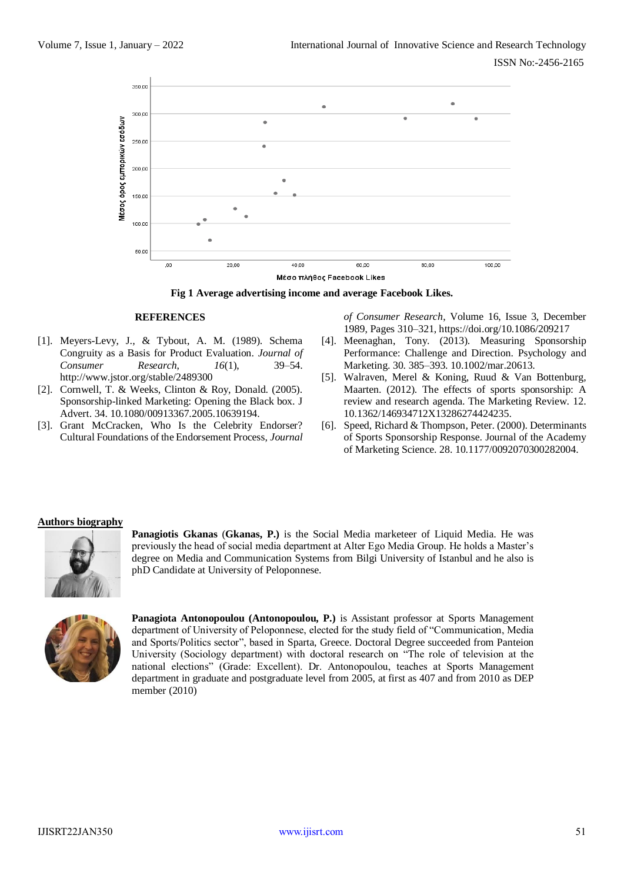Μέσος όρος εμπορικών εσόδων

350,00
300,00
250,00
200,00
150,00
100,00
50,00

,00
20,00
40,00
60,00
80,00
100,00

Μέσο πλήθος Facebook Likes

**Fig 1 Average advertising income and average Facebook Likes.**

## REFERENCES

[1]. Meyers-Levy, J., & Tybout, A. M. (1989). Schema Congruity as a Basis for Product Evaluation. *Journal of Consumer Research*, *16*(1), 39–54. http://www.jstor.org/stable/2489300

[2]. Cornwell, T. & Weeks, Clinton & Roy, Donald. (2005). Sponsorship-linked Marketing: Opening the Black box. J Advert. 34. 10.1080/00913367.2005.10639194.

[3]. Grant McCracken, Who Is the Celebrity Endorser? Cultural Foundations of the Endorsement Process, *Journal of Consumer Research*, Volume 16, Issue 3, December 1989, Pages 310–321, https://doi.org/10.1086/209217

[4]. Meenaghan, Tony. (2013). Measuring Sponsorship Performance: Challenge and Direction. Psychology and Marketing. 30. 385–393. 10.1002/mar.20613.

[5]. Walraven, Merel & Koning, Ruud & Van Bottenburg, Maarten. (2012). The effects of sports sponsorship: A review and research agenda. The Marketing Review. 12. 10.1362/146934712X13286274424235.

[6]. Speed, Richard & Thompson, Peter. (2000). Determinants of Sports Sponsorship Response. Journal of the Academy of Marketing Science. 28. 10.1177/0092070300282004.

## Authors biography

**Panagiotis Gkanas** (**Gkanas, P.)** is the Social Media marketeer of Liquid Media. He was previously the head of social media department at Alter Ego Media Group. He holds a Master's degree on Media and Communication Systems from Bilgi University of Istanbul and he also is phD Candidate at University of Peloponnese.

**Panagiota Antonopoulou (Antonopoulou, P.)** is Assistant professor at Sports Management department of University of Peloponnese, elected for the study field of "Communication, Media and Sports/Politics sector", based in Sparta, Greece. Doctoral Degree succeeded from Panteion University (Sociology department) with doctoral research on "The role of television at the national elections" (Grade: Excellent). Dr. Antonopoulou, teaches at Sports Management department in graduate and postgraduate level from 2005, at first as 407 and from 2010 as DEP member (2010)